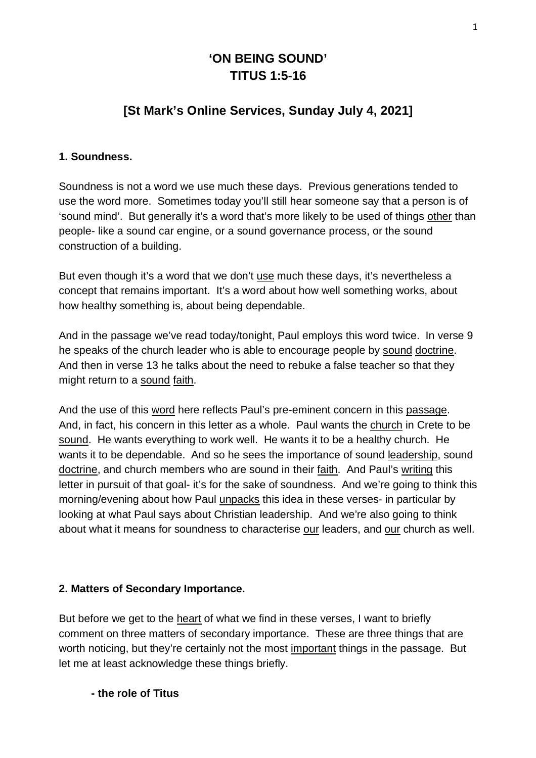# 'ON BEING SOUND'
# TITUS 1:5-16

## [St Mark's Online Services, Sunday July 4, 2021]

### 1. Soundness.

Soundness is not a word we use much these days. Previous generations tended to use the word more. Sometimes today you'll still hear someone say that a person is of 'sound mind'. But generally it's a word that's more likely to be used of things <u>other</u> than people- like a sound car engine, or a sound governance process, or the sound construction of a building.

But even though it's a word that we don't <u>use</u> much these days, it's nevertheless a concept that remains important. It's a word about how well something works, about how healthy something is, about being dependable.

And in the passage we've read today/tonight, Paul employs this word twice. In verse 9 he speaks of the church leader who is able to encourage people by <u>sound</u> <u>doctrine</u>. And then in verse 13 he talks about the need to rebuke a false teacher so that they might return to a <u>sound</u> <u>faith</u>.

And the use of this <u>word</u> here reflects Paul's pre-eminent concern in this <u>passage</u>. And, in fact, his concern in this letter as a whole. Paul wants the <u>church</u> in Crete to be <u>sound</u>. He wants everything to work well. He wants it to be a healthy church. He wants it to be dependable. And so he sees the importance of sound <u>leadership</u>, sound <u>doctrine</u>, and church members who are sound in their <u>faith</u>. And Paul's <u>writing</u> this letter in pursuit of that goal- it's for the sake of soundness. And we're going to think this morning/evening about how Paul <u>unpacks</u> this idea in these verses- in particular by looking at what Paul says about Christian leadership. And we're also going to think about what it means for soundness to characterise <u>our</u> leaders, and <u>our</u> church as well.

### 2. Matters of Secondary Importance.

But before we get to the <u>heart</u> of what we find in these verses, I want to briefly comment on three matters of secondary importance. These are three things that are worth noticing, but they're certainly not the most <u>important</u> things in the passage. But let me at least acknowledge these things briefly.

**- the role of Titus**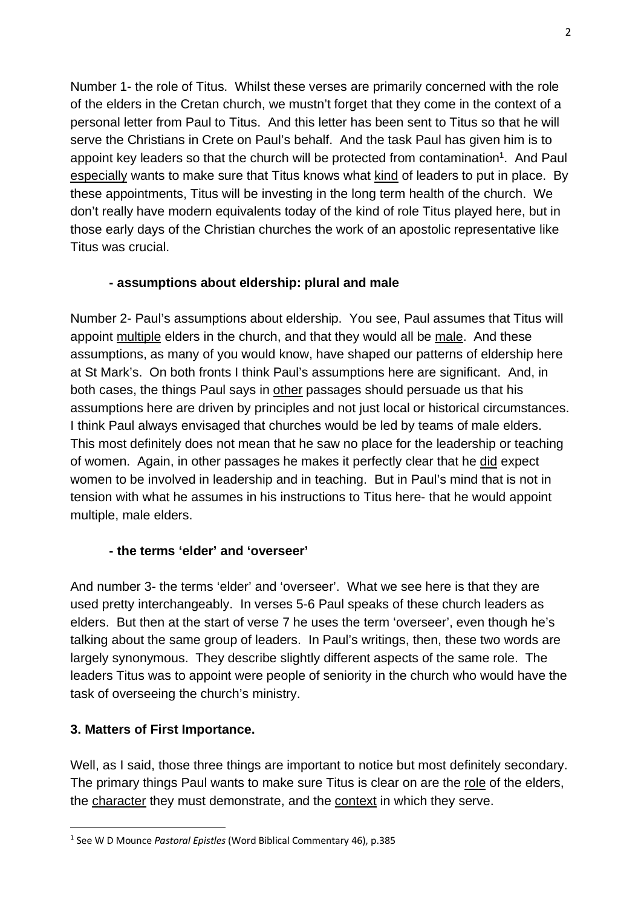Number 1- the role of Titus. Whilst these verses are primarily concerned with the role of the elders in the Cretan church, we mustn't forget that they come in the context of a personal letter from Paul to Titus. And this letter has been sent to Titus so that he will serve the Christians in Crete on Paul's behalf. And the task Paul has given him is to appoint key leaders so that the church will be protected from contamination[1]. And Paul especially wants to make sure that Titus knows what kind of leaders to put in place. By these appointments, Titus will be investing in the long term health of the church. We don't really have modern equivalents today of the kind of role Titus played here, but in those early days of the Christian churches the work of an apostolic representative like Titus was crucial.

**- assumptions about eldership: plural and male**

Number 2- Paul's assumptions about eldership. You see, Paul assumes that Titus will appoint multiple elders in the church, and that they would all be male. And these assumptions, as many of you would know, have shaped our patterns of eldership here at St Mark's. On both fronts I think Paul's assumptions here are significant. And, in both cases, the things Paul says in other passages should persuade us that his assumptions here are driven by principles and not just local or historical circumstances. I think Paul always envisaged that churches would be led by teams of male elders. This most definitely does not mean that he saw no place for the leadership or teaching of women. Again, in other passages he makes it perfectly clear that he did expect women to be involved in leadership and in teaching. But in Paul's mind that is not in tension with what he assumes in his instructions to Titus here- that he would appoint multiple, male elders.

**- the terms 'elder' and 'overseer'**

And number 3- the terms 'elder' and 'overseer'. What we see here is that they are used pretty interchangeably. In verses 5-6 Paul speaks of these church leaders as elders. But then at the start of verse 7 he uses the term 'overseer', even though he's talking about the same group of leaders. In Paul's writings, then, these two words are largely synonymous. They describe slightly different aspects of the same role. The leaders Titus was to appoint were people of seniority in the church who would have the task of overseeing the church's ministry.

## 3. Matters of First Importance.

Well, as I said, those three things are important to notice but most definitely secondary. The primary things Paul wants to make sure Titus is clear on are the role of the elders, the character they must demonstrate, and the context in which they serve.

---

[1] See W D Mounce *Pastoral Epistles* (Word Biblical Commentary 46), p.385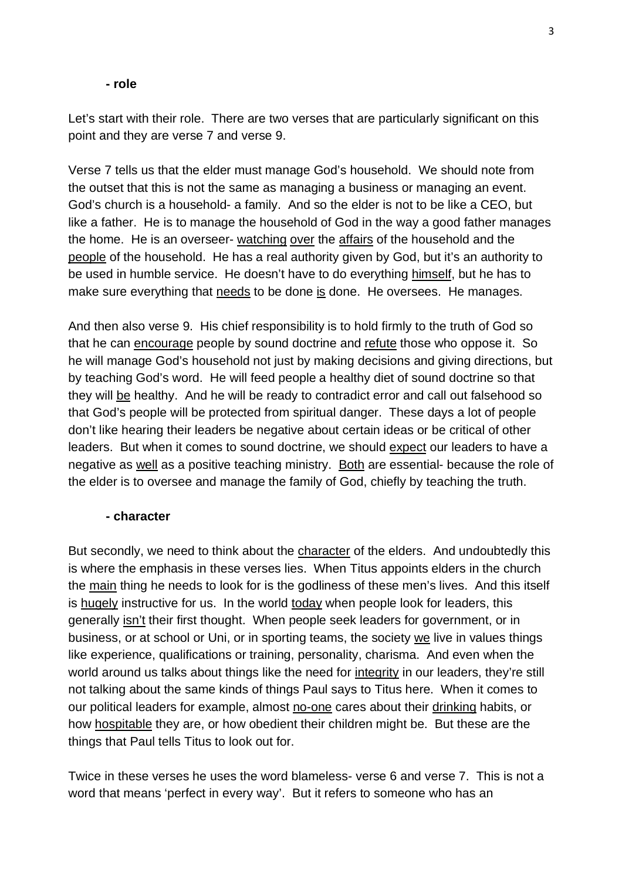**- role**

Let's start with their role. There are two verses that are particularly significant on this point and they are verse 7 and verse 9.

Verse 7 tells us that the elder must manage God's household. We should note from the outset that this is not the same as managing a business or managing an event. God's church is a household- a family. And so the elder is not to be like a CEO, but like a father. He is to manage the household of God in the way a good father manages the home. He is an overseer- watching over the affairs of the household and the people of the household. He has a real authority given by God, but it's an authority to be used in humble service. He doesn't have to do everything himself, but he has to make sure everything that needs to be done is done. He oversees. He manages.

And then also verse 9. His chief responsibility is to hold firmly to the truth of God so that he can encourage people by sound doctrine and refute those who oppose it. So he will manage God's household not just by making decisions and giving directions, but by teaching God's word. He will feed people a healthy diet of sound doctrine so that they will be healthy. And he will be ready to contradict error and call out falsehood so that God's people will be protected from spiritual danger. These days a lot of people don't like hearing their leaders be negative about certain ideas or be critical of other leaders. But when it comes to sound doctrine, we should expect our leaders to have a negative as well as a positive teaching ministry. Both are essential- because the role of the elder is to oversee and manage the family of God, chiefly by teaching the truth.

**- character**

But secondly, we need to think about the character of the elders. And undoubtedly this is where the emphasis in these verses lies. When Titus appoints elders in the church the main thing he needs to look for is the godliness of these men's lives. And this itself is hugely instructive for us. In the world today when people look for leaders, this generally isn't their first thought. When people seek leaders for government, or in business, or at school or Uni, or in sporting teams, the society we live in values things like experience, qualifications or training, personality, charisma. And even when the world around us talks about things like the need for integrity in our leaders, they're still not talking about the same kinds of things Paul says to Titus here. When it comes to our political leaders for example, almost no-one cares about their drinking habits, or how hospitable they are, or how obedient their children might be. But these are the things that Paul tells Titus to look out for.

Twice in these verses he uses the word blameless- verse 6 and verse 7. This is not a word that means 'perfect in every way'. But it refers to someone who has an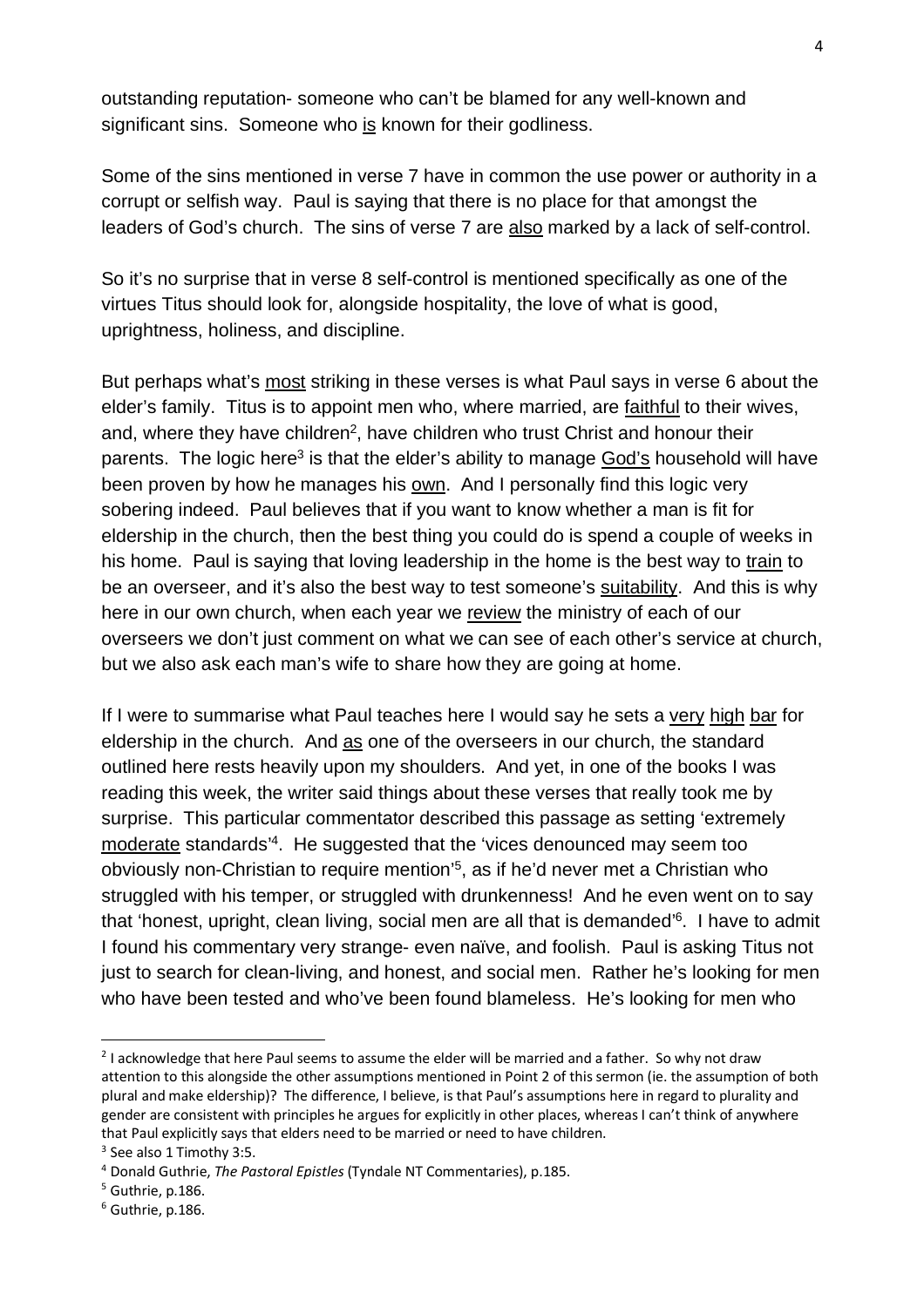outstanding reputation- someone who can't be blamed for any well-known and significant sins. Someone who is known for their godliness.

Some of the sins mentioned in verse 7 have in common the use power or authority in a corrupt or selfish way. Paul is saying that there is no place for that amongst the leaders of God's church. The sins of verse 7 are also marked by a lack of self-control.

So it's no surprise that in verse 8 self-control is mentioned specifically as one of the virtues Titus should look for, alongside hospitality, the love of what is good, uprightness, holiness, and discipline.

But perhaps what's most striking in these verses is what Paul says in verse 6 about the elder's family. Titus is to appoint men who, where married, are faithful to their wives, and, where they have children[2], have children who trust Christ and honour their parents. The logic here[3] is that the elder's ability to manage God's household will have been proven by how he manages his own. And I personally find this logic very sobering indeed. Paul believes that if you want to know whether a man is fit for eldership in the church, then the best thing you could do is spend a couple of weeks in his home. Paul is saying that loving leadership in the home is the best way to train to be an overseer, and it's also the best way to test someone's suitability. And this is why here in our own church, when each year we review the ministry of each of our overseers we don't just comment on what we can see of each other's service at church, but we also ask each man's wife to share how they are going at home.

If I were to summarise what Paul teaches here I would say he sets a very high bar for eldership in the church. And as one of the overseers in our church, the standard outlined here rests heavily upon my shoulders. And yet, in one of the books I was reading this week, the writer said things about these verses that really took me by surprise. This particular commentator described this passage as setting 'extremely moderate standards'[4]. He suggested that the 'vices denounced may seem too obviously non-Christian to require mention'[5], as if he'd never met a Christian who struggled with his temper, or struggled with drunkenness! And he even went on to say that 'honest, upright, clean living, social men are all that is demanded'[6]. I have to admit I found his commentary very strange- even naïve, and foolish. Paul is asking Titus not just to search for clean-living, and honest, and social men. Rather he's looking for men who have been tested and who've been found blameless. He's looking for men who

---

[2] I acknowledge that here Paul seems to assume the elder will be married and a father. So why not draw attention to this alongside the other assumptions mentioned in Point 2 of this sermon (ie. the assumption of both plural and make eldership)? The difference, I believe, is that Paul's assumptions here in regard to plurality and gender are consistent with principles he argues for explicitly in other places, whereas I can't think of anywhere that Paul explicitly says that elders need to be married or need to have children.

[3] See also 1 Timothy 3:5.

[4] Donald Guthrie, *The Pastoral Epistles* (Tyndale NT Commentaries), p.185.

[5] Guthrie, p.186.

[6] Guthrie, p.186.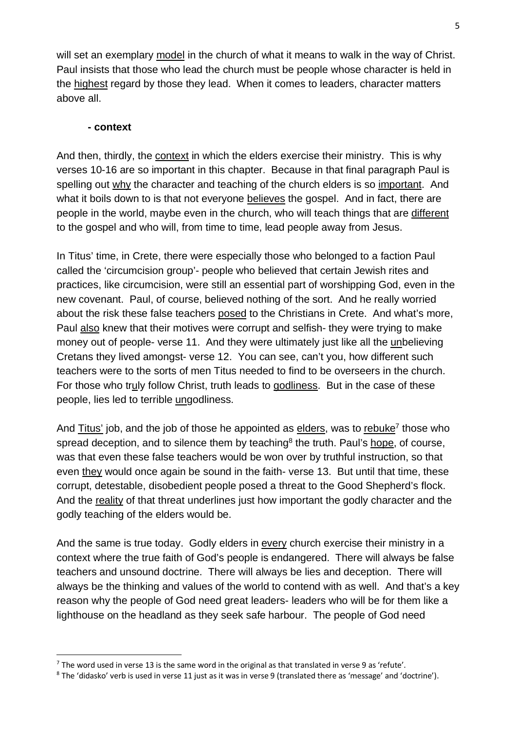will set an exemplary model in the church of what it means to walk in the way of Christ. Paul insists that those who lead the church must be people whose character is held in the highest regard by those they lead. When it comes to leaders, character matters above all.

**- context**

And then, thirdly, the context in which the elders exercise their ministry. This is why verses 10-16 are so important in this chapter. Because in that final paragraph Paul is spelling out why the character and teaching of the church elders is so important. And what it boils down to is that not everyone believes the gospel. And in fact, there are people in the world, maybe even in the church, who will teach things that are different to the gospel and who will, from time to time, lead people away from Jesus.

In Titus' time, in Crete, there were especially those who belonged to a faction Paul called the 'circumcision group'- people who believed that certain Jewish rites and practices, like circumcision, were still an essential part of worshipping God, even in the new covenant. Paul, of course, believed nothing of the sort. And he really worried about the risk these false teachers posed to the Christians in Crete. And what's more, Paul also knew that their motives were corrupt and selfish- they were trying to make money out of people- verse 11. And they were ultimately just like all the unbelieving Cretans they lived amongst- verse 12. You can see, can't you, how different such teachers were to the sorts of men Titus needed to find to be overseers in the church. For those who truly follow Christ, truth leads to godliness. But in the case of these people, lies led to terrible ungodliness.

And Titus' job, and the job of those he appointed as elders, was to rebuke[7] those who spread deception, and to silence them by teaching[8] the truth. Paul's hope, of course, was that even these false teachers would be won over by truthful instruction, so that even they would once again be sound in the faith- verse 13. But until that time, these corrupt, detestable, disobedient people posed a threat to the Good Shepherd's flock. And the reality of that threat underlines just how important the godly character and the godly teaching of the elders would be.

And the same is true today. Godly elders in every church exercise their ministry in a context where the true faith of God's people is endangered. There will always be false teachers and unsound doctrine. There will always be lies and deception. There will always be the thinking and values of the world to contend with as well. And that's a key reason why the people of God need great leaders- leaders who will be for them like a lighthouse on the headland as they seek safe harbour. The people of God need

---

[7] The word used in verse 13 is the same word in the original as that translated in verse 9 as 'refute'.

[8] The 'didasko' verb is used in verse 11 just as it was in verse 9 (translated there as 'message' and 'doctrine').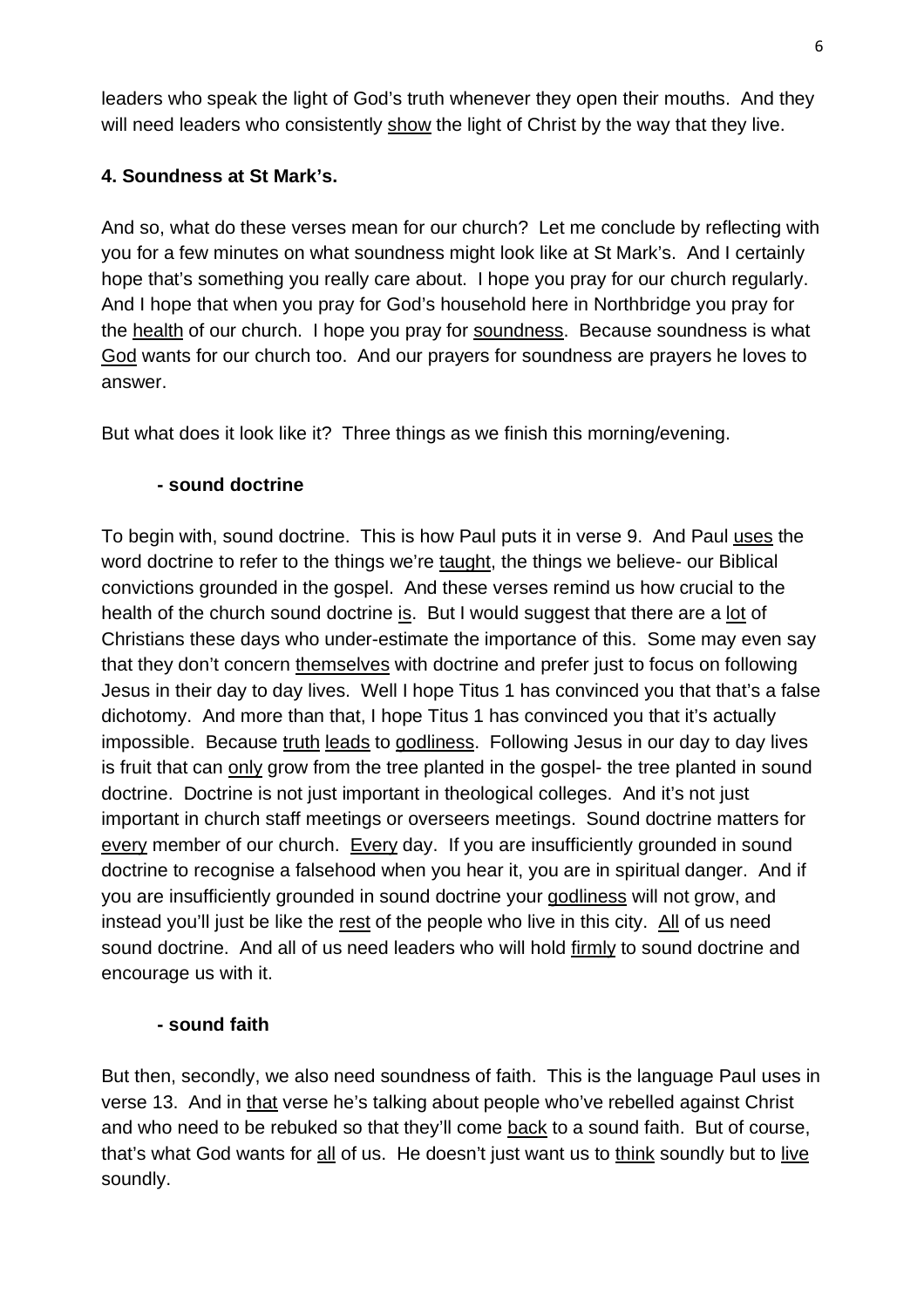leaders who speak the light of God's truth whenever they open their mouths. And they will need leaders who consistently show the light of Christ by the way that they live.

**4. Soundness at St Mark's.**

And so, what do these verses mean for our church? Let me conclude by reflecting with you for a few minutes on what soundness might look like at St Mark's. And I certainly hope that's something you really care about. I hope you pray for our church regularly. And I hope that when you pray for God's household here in Northbridge you pray for the health of our church. I hope you pray for soundness. Because soundness is what God wants for our church too. And our prayers for soundness are prayers he loves to answer.

But what does it look like it? Three things as we finish this morning/evening.

**- sound doctrine**

To begin with, sound doctrine. This is how Paul puts it in verse 9. And Paul uses the word doctrine to refer to the things we're taught, the things we believe- our Biblical convictions grounded in the gospel. And these verses remind us how crucial to the health of the church sound doctrine is. But I would suggest that there are a lot of Christians these days who under-estimate the importance of this. Some may even say that they don't concern themselves with doctrine and prefer just to focus on following Jesus in their day to day lives. Well I hope Titus 1 has convinced you that that's a false dichotomy. And more than that, I hope Titus 1 has convinced you that it's actually impossible. Because truth leads to godliness. Following Jesus in our day to day lives is fruit that can only grow from the tree planted in the gospel- the tree planted in sound doctrine. Doctrine is not just important in theological colleges. And it's not just important in church staff meetings or overseers meetings. Sound doctrine matters for every member of our church. Every day. If you are insufficiently grounded in sound doctrine to recognise a falsehood when you hear it, you are in spiritual danger. And if you are insufficiently grounded in sound doctrine your godliness will not grow, and instead you'll just be like the rest of the people who live in this city. All of us need sound doctrine. And all of us need leaders who will hold firmly to sound doctrine and encourage us with it.

**- sound faith**

But then, secondly, we also need soundness of faith. This is the language Paul uses in verse 13. And in that verse he's talking about people who've rebelled against Christ and who need to be rebuked so that they'll come back to a sound faith. But of course, that's what God wants for all of us. He doesn't just want us to think soundly but to live soundly.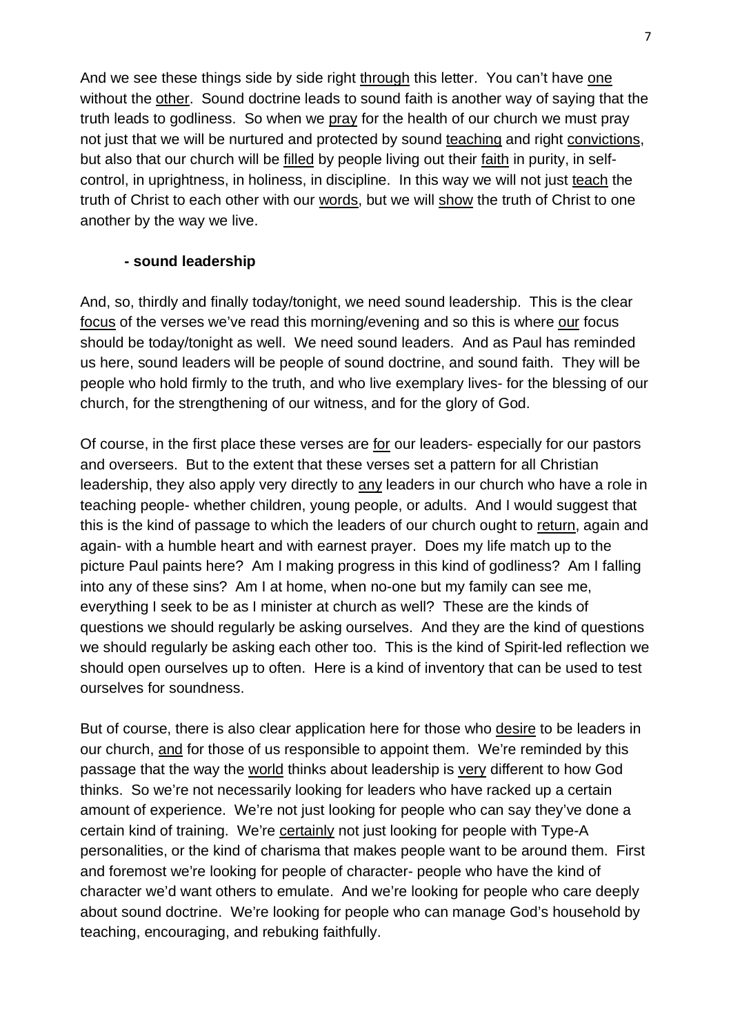And we see these things side by side right <u>through</u> this letter. You can't have <u>one</u> without the <u>other</u>. Sound doctrine leads to sound faith is another way of saying that the truth leads to godliness. So when we <u>pray</u> for the health of our church we must pray not just that we will be nurtured and protected by sound <u>teaching</u> and right <u>convictions</u>, but also that our church will be <u>filled</u> by people living out their <u>faith</u> in purity, in self-control, in uprightness, in holiness, in discipline. In this way we will not just <u>teach</u> the truth of Christ to each other with our <u>words</u>, but we will <u>show</u> the truth of Christ to one another by the way we live.

**- sound leadership**

And, so, thirdly and finally today/tonight, we need sound leadership. This is the clear <u>focus</u> of the verses we've read this morning/evening and so this is where <u>our</u> focus should be today/tonight as well. We need sound leaders. And as Paul has reminded us here, sound leaders will be people of sound doctrine, and sound faith. They will be people who hold firmly to the truth, and who live exemplary lives- for the blessing of our church, for the strengthening of our witness, and for the glory of God.

Of course, in the first place these verses are <u>for</u> our leaders- especially for our pastors and overseers. But to the extent that these verses set a pattern for all Christian leadership, they also apply very directly to <u>any</u> leaders in our church who have a role in teaching people- whether children, young people, or adults. And I would suggest that this is the kind of passage to which the leaders of our church ought to <u>return</u>, again and again- with a humble heart and with earnest prayer. Does my life match up to the picture Paul paints here? Am I making progress in this kind of godliness? Am I falling into any of these sins? Am I at home, when no-one but my family can see me, everything I seek to be as I minister at church as well? These are the kinds of questions we should regularly be asking ourselves. And they are the kind of questions we should regularly be asking each other too. This is the kind of Spirit-led reflection we should open ourselves up to often. Here is a kind of inventory that can be used to test ourselves for soundness.

But of course, there is also clear application here for those who <u>desire</u> to be leaders in our church, <u>and</u> for those of us responsible to appoint them. We're reminded by this passage that the way the <u>world</u> thinks about leadership is <u>very</u> different to how God thinks. So we're not necessarily looking for leaders who have racked up a certain amount of experience. We're not just looking for people who can say they've done a certain kind of training. We're <u>certainly</u> not just looking for people with Type-A personalities, or the kind of charisma that makes people want to be around them. First and foremost we're looking for people of character- people who have the kind of character we'd want others to emulate. And we're looking for people who care deeply about sound doctrine. We're looking for people who can manage God's household by teaching, encouraging, and rebuking faithfully.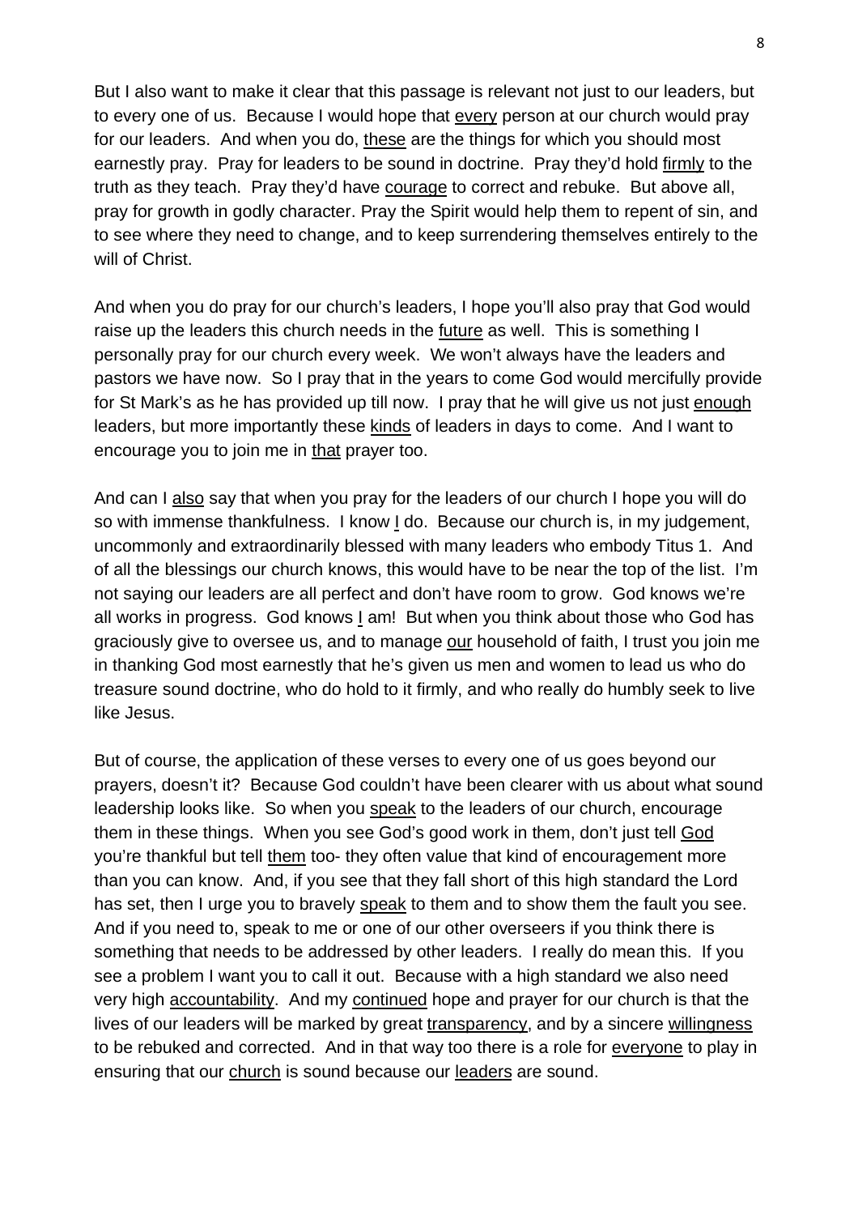But I also want to make it clear that this passage is relevant not just to our leaders, but to every one of us. Because I would hope that <u>every</u> person at our church would pray for our leaders. And when you do, <u>these</u> are the things for which you should most earnestly pray. Pray for leaders to be sound in doctrine. Pray they'd hold <u>firmly</u> to the truth as they teach. Pray they'd have <u>courage</u> to correct and rebuke. But above all, pray for growth in godly character. Pray the Spirit would help them to repent of sin, and to see where they need to change, and to keep surrendering themselves entirely to the will of Christ.

And when you do pray for our church's leaders, I hope you'll also pray that God would raise up the leaders this church needs in the <u>future</u> as well. This is something I personally pray for our church every week. We won't always have the leaders and pastors we have now. So I pray that in the years to come God would mercifully provide for St Mark's as he has provided up till now. I pray that he will give us not just <u>enough</u> leaders, but more importantly these <u>kinds</u> of leaders in days to come. And I want to encourage you to join me in <u>that</u> prayer too.

And can I <u>also</u> say that when you pray for the leaders of our church I hope you will do so with immense thankfulness. I know <u>I</u> do. Because our church is, in my judgement, uncommonly and extraordinarily blessed with many leaders who embody Titus 1. And of all the blessings our church knows, this would have to be near the top of the list. I'm not saying our leaders are all perfect and don't have room to grow. God knows we're all works in progress. God knows <u>I</u> am! But when you think about those who God has graciously give to oversee us, and to manage <u>our</u> household of faith, I trust you join me in thanking God most earnestly that he's given us men and women to lead us who do treasure sound doctrine, who do hold to it firmly, and who really do humbly seek to live like Jesus.

But of course, the application of these verses to every one of us goes beyond our prayers, doesn't it? Because God couldn't have been clearer with us about what sound leadership looks like. So when you <u>speak</u> to the leaders of our church, encourage them in these things. When you see God's good work in them, don't just tell <u>God</u> you're thankful but tell <u>them</u> too- they often value that kind of encouragement more than you can know. And, if you see that they fall short of this high standard the Lord has set, then I urge you to bravely <u>speak</u> to them and to show them the fault you see. And if you need to, speak to me or one of our other overseers if you think there is something that needs to be addressed by other leaders. I really do mean this. If you see a problem I want you to call it out. Because with a high standard we also need very high <u>accountability</u>. And my <u>continued</u> hope and prayer for our church is that the lives of our leaders will be marked by great <u>transparency</u>, and by a sincere <u>willingness</u> to be rebuked and corrected. And in that way too there is a role for <u>everyone</u> to play in ensuring that our <u>church</u> is sound because our <u>leaders</u> are sound.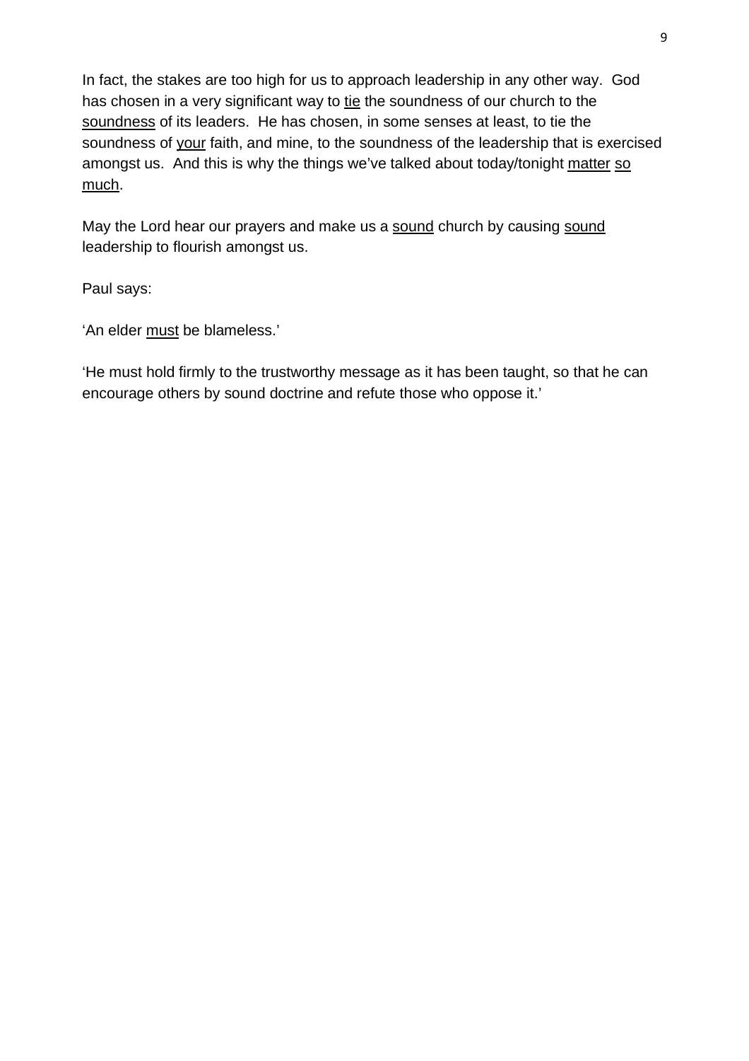In fact, the stakes are too high for us to approach leadership in any other way. God has chosen in a very significant way to tie the soundness of our church to the soundness of its leaders. He has chosen, in some senses at least, to tie the soundness of your faith, and mine, to the soundness of the leadership that is exercised amongst us. And this is why the things we've talked about today/tonight matter so much.

May the Lord hear our prayers and make us a sound church by causing sound leadership to flourish amongst us.

Paul says:

'An elder must be blameless.'

'He must hold firmly to the trustworthy message as it has been taught, so that he can encourage others by sound doctrine and refute those who oppose it.'